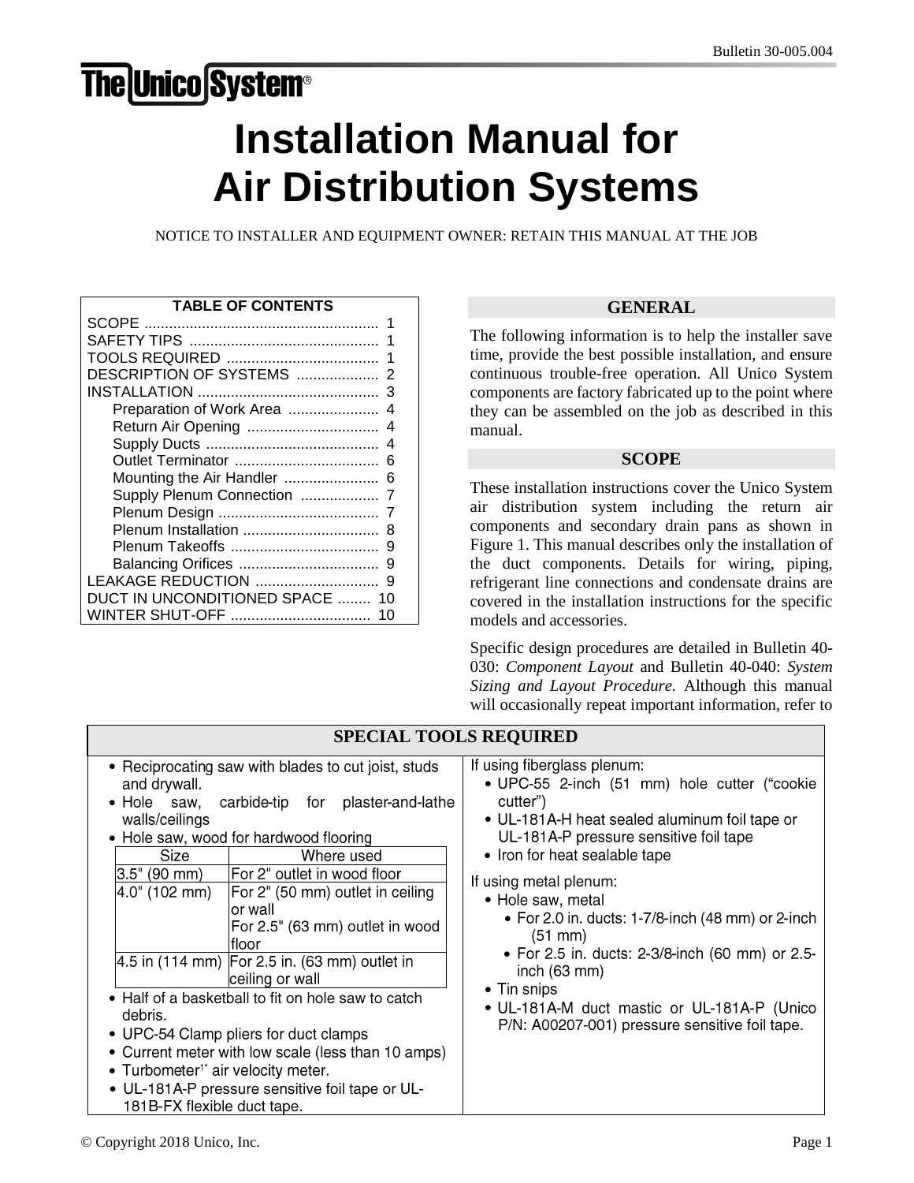Bulletin 30-005.004

The Unico System®

# Installation Manual for Air Distribution Systems

NOTICE TO INSTALLER AND EQUIPMENT OWNER: RETAIN THIS MANUAL AT THE JOB

| TABLE OF CONTENTS | |
|---|---|
| SCOPE | 1 |
| SAFETY TIPS | 1 |
| TOOLS REQUIRED | 1 |
| DESCRIPTION OF SYSTEMS | 2 |
| INSTALLATION | 3 |
| Preparation of Work Area | 4 |
| Return Air Opening | 4 |
| Supply Ducts | 4 |
| Outlet Terminator | 6 |
| Mounting the Air Handler | 6 |
| Supply Plenum Connection | 7 |
| Plenum Design | 7 |
| Plenum Installation | 8 |
| Plenum Takeoffs | 9 |
| Balancing Orifices | 9 |
| LEAKAGE REDUCTION | 9 |
| DUCT IN UNCONDITIONED SPACE | 10 |
| WINTER SHUT-OFF | 10 |

## GENERAL

The following information is to help the installer save time, provide the best possible installation, and ensure continuous trouble-free operation. All Unico System components are factory fabricated up to the point where they can be assembled on the job as described in this manual.

## SCOPE

These installation instructions cover the Unico System air distribution system including the return air components and secondary drain pans as shown in Figure 1. This manual describes only the installation of the duct components. Details for wiring, piping, refrigerant line connections and condensate drains are covered in the installation instructions for the specific models and accessories.

Specific design procedures are detailed in Bulletin 40-030: *Component Layout* and Bulletin 40-040: *System Sizing and Layout Procedure.* Although this manual will occasionally repeat important information, refer to

## SPECIAL TOOLS REQUIRED

- Reciprocating saw with blades to cut joist, studs and drywall.
- Hole saw, carbide-tip for plaster-and-lathe walls/ceilings
- Hole saw, wood for hardwood flooring

| Size | Where used |
|---|---|
| 3.5" (90 mm) | For 2" outlet in wood floor |
| 4.0" (102 mm) | For 2" (50 mm) outlet in ceiling or wall<br>For 2.5" (63 mm) outlet in wood floor |
| 4.5 in (114 mm) | For 2.5 in. (63 mm) outlet in ceiling or wall |

- Half of a basketball to fit on hole saw to catch debris.
- UPC-54 Clamp pliers for duct clamps
- Current meter with low scale (less than 10 amps)
- Turbometer[1*] air velocity meter.
- UL-181A-P pressure sensitive foil tape or UL-181B-FX flexible duct tape.

If using fiberglass plenum:

- UPC-55 2-inch (51 mm) hole cutter ("cookie cutter")
- UL-181A-H heat sealed aluminum foil tape or UL-181A-P pressure sensitive foil tape
- Iron for heat sealable tape

If using metal plenum:

- Hole saw, metal
  - For 2.0 in. ducts: 1-7/8-inch (48 mm) or 2-inch (51 mm)
  - For 2.5 in. ducts: 2-3/8-inch (60 mm) or 2.5-inch (63 mm)
- Tin snips
- UL-181A-M duct mastic or UL-181A-P (Unico P/N: A00207-001) pressure sensitive foil tape.

© Copyright 2018 Unico, Inc.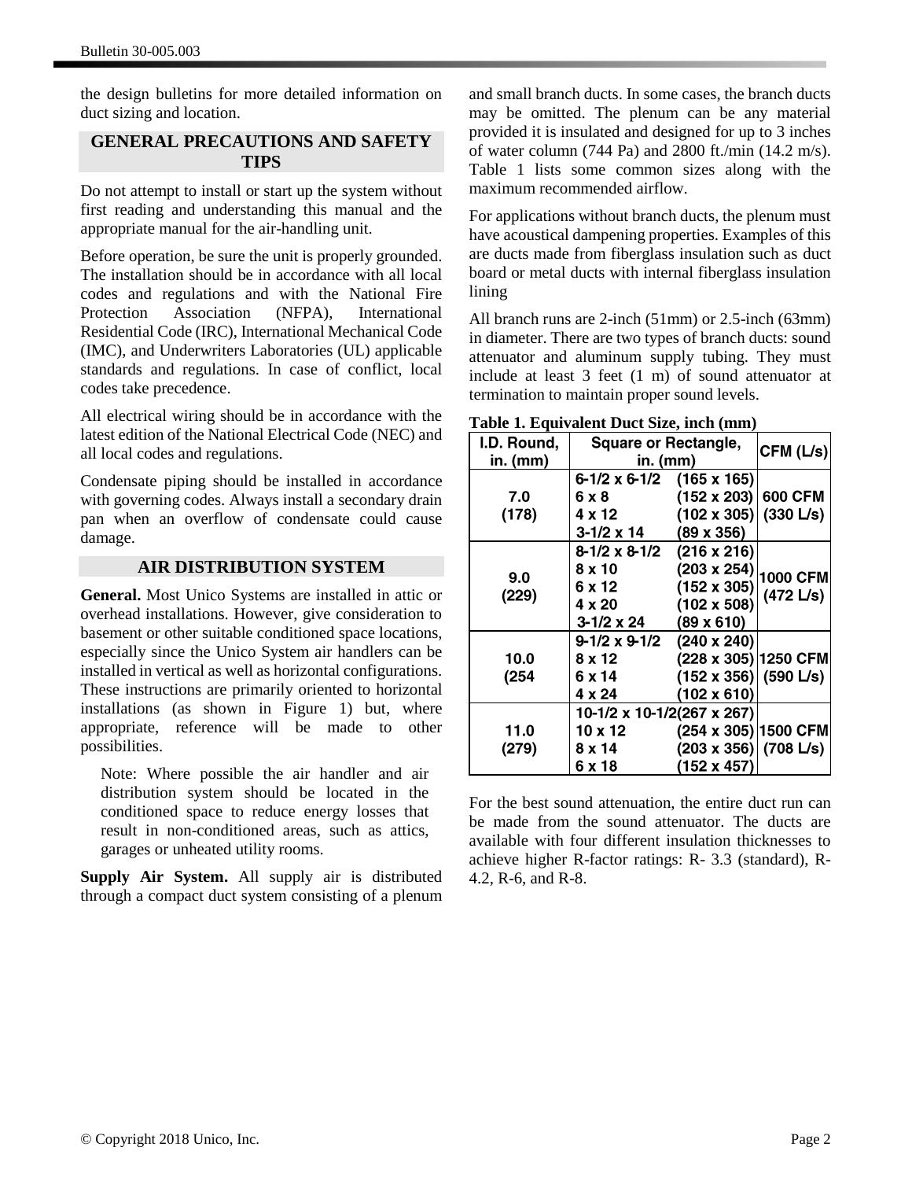the design bulletins for more detailed information on duct sizing and location.

## GENERAL PRECAUTIONS AND SAFETY TIPS

Do not attempt to install or start up the system without first reading and understanding this manual and the appropriate manual for the air-handling unit.

Before operation, be sure the unit is properly grounded. The installation should be in accordance with all local codes and regulations and with the National Fire Protection Association (NFPA), International Residential Code (IRC), International Mechanical Code (IMC), and Underwriters Laboratories (UL) applicable standards and regulations. In case of conflict, local codes take precedence.

All electrical wiring should be in accordance with the latest edition of the National Electrical Code (NEC) and all local codes and regulations.

Condensate piping should be installed in accordance with governing codes. Always install a secondary drain pan when an overflow of condensate could cause damage.

## AIR DISTRIBUTION SYSTEM

**General.** Most Unico Systems are installed in attic or overhead installations. However, give consideration to basement or other suitable conditioned space locations, especially since the Unico System air handlers can be installed in vertical as well as horizontal configurations. These instructions are primarily oriented to horizontal installations (as shown in Figure 1) but, where appropriate, reference will be made to other possibilities.

> Note: Where possible the air handler and air distribution system should be located in the conditioned space to reduce energy losses that result in non-conditioned areas, such as attics, garages or unheated utility rooms.

**Supply Air System.** All supply air is distributed through a compact duct system consisting of a plenum and small branch ducts. In some cases, the branch ducts may be omitted. The plenum can be any material provided it is insulated and designed for up to 3 inches of water column (744 Pa) and 2800 ft./min (14.2 m/s). Table 1 lists some common sizes along with the maximum recommended airflow.

For applications without branch ducts, the plenum must have acoustical dampening properties. Examples of this are ducts made from fiberglass insulation such as duct board or metal ducts with internal fiberglass insulation lining

All branch runs are 2-inch (51mm) or 2.5-inch (63mm) in diameter. There are two types of branch ducts: sound attenuator and aluminum supply tubing. They must include at least 3 feet (1 m) of sound attenuator at termination to maintain proper sound levels.

**Table 1. Equivalent Duct Size, inch (mm)**

| I.D. Round, in. (mm) | Square or Rectangle, in. (mm) | CFM (L/s) |
|---|---|---|
| 7.0 (178) | 6-1/2 x 6-1/2 (165 x 165)<br>6 x 8 (152 x 203)<br>4 x 12 (102 x 305)<br>3-1/2 x 14 (89 x 356) | 600 CFM (330 L/s) |
| 9.0 (229) | 8-1/2 x 8-1/2 (216 x 216)<br>8 x 10 (203 x 254)<br>6 x 12 (152 x 305)<br>4 x 20 (102 x 508)<br>3-1/2 x 24 (89 x 610) | 1000 CFM (472 L/s) |
| 10.0 (254 | 9-1/2 x 9-1/2 (240 x 240)<br>8 x 12 (228 x 305)<br>6 x 14 (152 x 356)<br>4 x 24 (102 x 610) | 1250 CFM (590 L/s) |
| 11.0 (279) | 10-1/2 x 10-1/2(267 x 267)<br>10 x 12 (254 x 305)<br>8 x 14 (203 x 356)<br>6 x 18 (152 x 457) | 1500 CFM (708 L/s) |

For the best sound attenuation, the entire duct run can be made from the sound attenuator. The ducts are available with four different insulation thicknesses to achieve higher R-factor ratings: R- 3.3 (standard), R-4.2, R-6, and R-8.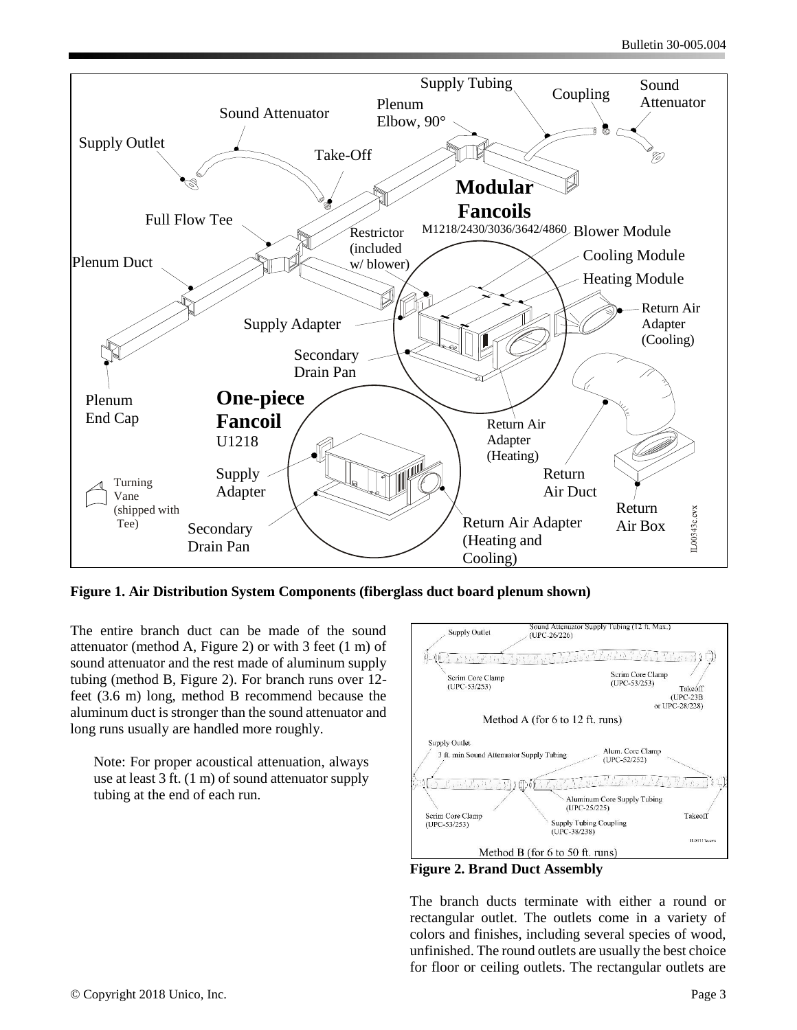**Figure 1. Air Distribution System Components (fiberglass duct board plenum shown)**

The entire branch duct can be made of the sound attenuator (method A, Figure 2) or with 3 feet (1 m) of sound attenuator and the rest made of aluminum supply tubing (method B, Figure 2). For branch runs over 12-feet (3.6 m) long, method B recommend because the aluminum duct is stronger than the sound attenuator and long runs usually are handled more roughly.

> Note: For proper acoustical attenuation, always use at least 3 ft. (1 m) of sound attenuator supply tubing at the end of each run.

**Figure 2. Brand Duct Assembly**

The branch ducts terminate with either a round or rectangular outlet. The outlets come in a variety of colors and finishes, including several species of wood, unfinished. The round outlets are usually the best choice for floor or ceiling outlets. The rectangular outlets are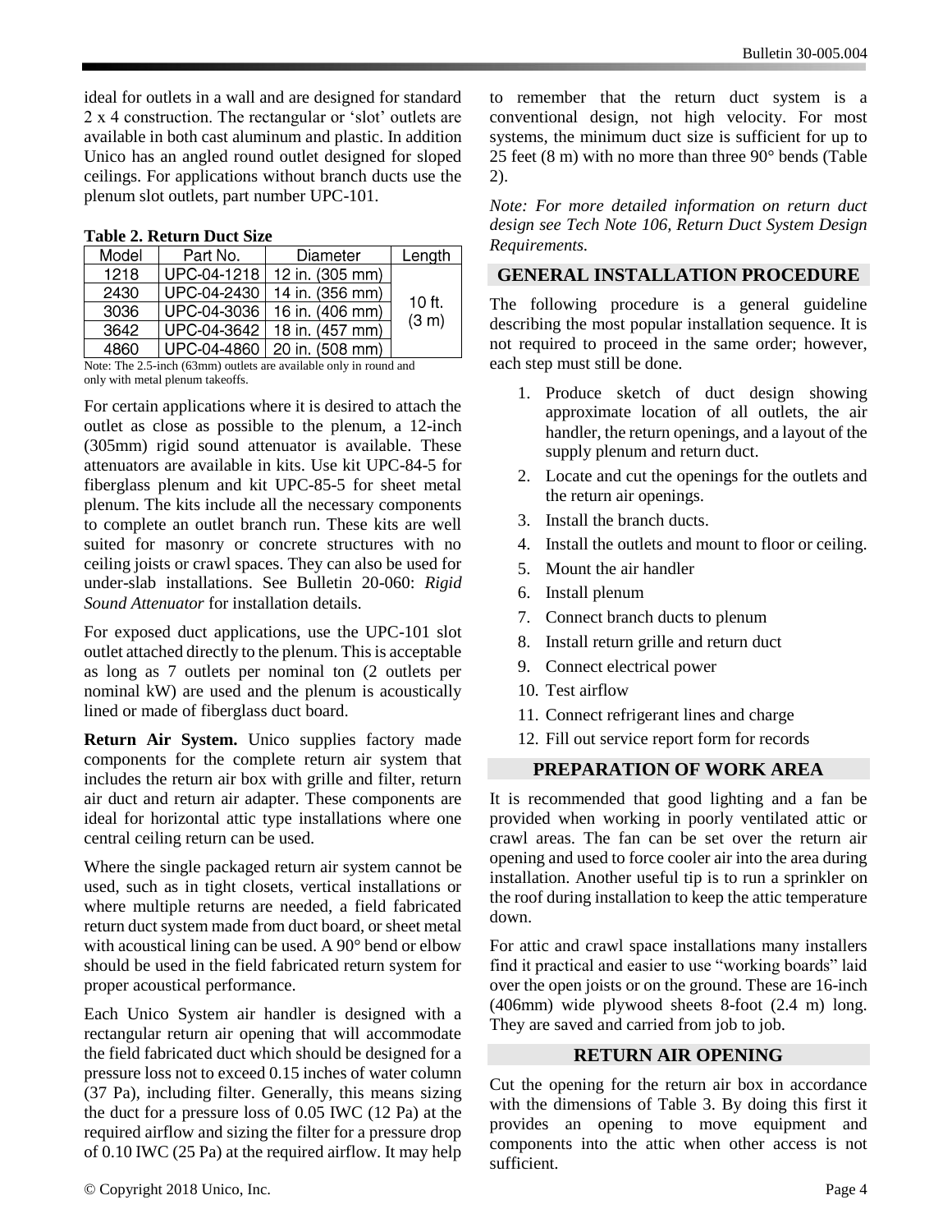ideal for outlets in a wall and are designed for standard 2 x 4 construction. The rectangular or 'slot' outlets are available in both cast aluminum and plastic. In addition Unico has an angled round outlet designed for sloped ceilings. For applications without branch ducts use the plenum slot outlets, part number UPC-101.

**Table 2. Return Duct Size**

| Model | Part No. | Diameter | Length |
|---|---|---|---|
| 1218 | UPC-04-1218 | 12 in. (305 mm) | 10 ft. (3 m) |
| 2430 | UPC-04-2430 | 14 in. (356 mm) | |
| 3036 | UPC-04-3036 | 16 in. (406 mm) | |
| 3642 | UPC-04-3642 | 18 in. (457 mm) | |
| 4860 | UPC-04-4860 | 20 in. (508 mm) | |

Note: The 2.5-inch (63mm) outlets are available only in round and only with metal plenum takeoffs.

For certain applications where it is desired to attach the outlet as close as possible to the plenum, a 12-inch (305mm) rigid sound attenuator is available. These attenuators are available in kits. Use kit UPC-84-5 for fiberglass plenum and kit UPC-85-5 for sheet metal plenum. The kits include all the necessary components to complete an outlet branch run. These kits are well suited for masonry or concrete structures with no ceiling joists or crawl spaces. They can also be used for under-slab installations. See Bulletin 20-060: *Rigid Sound Attenuator* for installation details.

For exposed duct applications, use the UPC-101 slot outlet attached directly to the plenum. This is acceptable as long as 7 outlets per nominal ton (2 outlets per nominal kW) are used and the plenum is acoustically lined or made of fiberglass duct board.

**Return Air System.** Unico supplies factory made components for the complete return air system that includes the return air box with grille and filter, return air duct and return air adapter. These components are ideal for horizontal attic type installations where one central ceiling return can be used.

Where the single packaged return air system cannot be used, such as in tight closets, vertical installations or where multiple returns are needed, a field fabricated return duct system made from duct board, or sheet metal with acoustical lining can be used. A 90° bend or elbow should be used in the field fabricated return system for proper acoustical performance.

Each Unico System air handler is designed with a rectangular return air opening that will accommodate the field fabricated duct which should be designed for a pressure loss not to exceed 0.15 inches of water column (37 Pa), including filter. Generally, this means sizing the duct for a pressure loss of 0.05 IWC (12 Pa) at the required airflow and sizing the filter for a pressure drop of 0.10 IWC (25 Pa) at the required airflow. It may help to remember that the return duct system is a conventional design, not high velocity. For most systems, the minimum duct size is sufficient for up to 25 feet (8 m) with no more than three 90° bends (Table 2).

*Note: For more detailed information on return duct design see Tech Note 106, Return Duct System Design Requirements.*

## GENERAL INSTALLATION PROCEDURE

The following procedure is a general guideline describing the most popular installation sequence. It is not required to proceed in the same order; however, each step must still be done.

1. Produce sketch of duct design showing approximate location of all outlets, the air handler, the return openings, and a layout of the supply plenum and return duct.
2. Locate and cut the openings for the outlets and the return air openings.
3. Install the branch ducts.
4. Install the outlets and mount to floor or ceiling.
5. Mount the air handler
6. Install plenum
7. Connect branch ducts to plenum
8. Install return grille and return duct
9. Connect electrical power
10. Test airflow
11. Connect refrigerant lines and charge
12. Fill out service report form for records

## PREPARATION OF WORK AREA

It is recommended that good lighting and a fan be provided when working in poorly ventilated attic or crawl areas. The fan can be set over the return air opening and used to force cooler air into the area during installation. Another useful tip is to run a sprinkler on the roof during installation to keep the attic temperature down.

For attic and crawl space installations many installers find it practical and easier to use "working boards" laid over the open joists or on the ground. These are 16-inch (406mm) wide plywood sheets 8-foot (2.4 m) long. They are saved and carried from job to job.

## RETURN AIR OPENING

Cut the opening for the return air box in accordance with the dimensions of Table 3. By doing this first it provides an opening to move equipment and components into the attic when other access is not sufficient.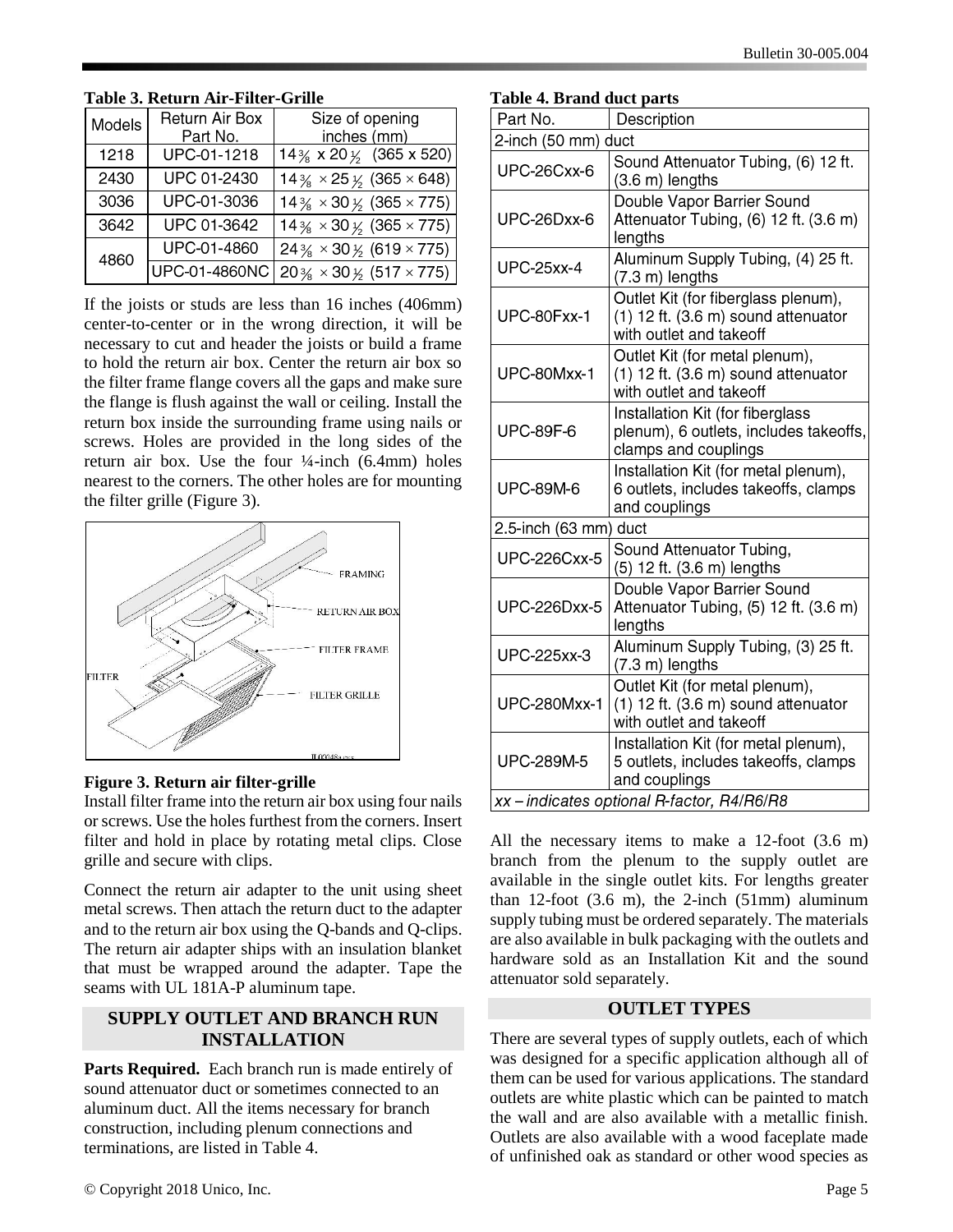**Table 3. Return Air-Filter-Grille**

| Models | Return Air Box Part No. | Size of opening inches (mm) |
|---|---|---|
| 1218 | UPC-01-1218 | 14⅜ x 20½ (365 x 520) |
| 2430 | UPC 01-2430 | 14⅜ × 25½ (365 × 648) |
| 3036 | UPC-01-3036 | 14⅜ × 30½ (365 × 775) |
| 3642 | UPC 01-3642 | 14⅜ × 30½ (365 × 775) |
| 4860 | UPC-01-4860 | 24⅜ × 30½ (619 × 775) |
| | UPC-01-4860NC | 20⅜ × 30½ (517 × 775) |

If the joists or studs are less than 16 inches (406mm) center-to-center or in the wrong direction, it will be necessary to cut and header the joists or build a frame to hold the return air box. Center the return air box so the filter frame flange covers all the gaps and make sure the flange is flush against the wall or ceiling. Install the return box inside the surrounding frame using nails or screws. Holes are provided in the long sides of the return air box. Use the four ¼-inch (6.4mm) holes nearest to the corners. The other holes are for mounting the filter grille (Figure 3).

**Figure 3. Return air filter-grille**

Install filter frame into the return air box using four nails or screws. Use the holes furthest from the corners. Insert filter and hold in place by rotating metal clips. Close grille and secure with clips.

Connect the return air adapter to the unit using sheet metal screws. Then attach the return duct to the adapter and to the return air box using the Q-bands and Q-clips. The return air adapter ships with an insulation blanket that must be wrapped around the adapter. Tape the seams with UL 181A-P aluminum tape.

## SUPPLY OUTLET AND BRANCH RUN INSTALLATION

**Parts Required.** Each branch run is made entirely of sound attenuator duct or sometimes connected to an aluminum duct. All the items necessary for branch construction, including plenum connections and terminations, are listed in Table 4.

**Table 4. Brand duct parts**

| Part No. | Description |
|---|---|
| 2-inch (50 mm) duct | |
| UPC-26Cxx-6 | Sound Attenuator Tubing, (6) 12 ft. (3.6 m) lengths |
| UPC-26Dxx-6 | Double Vapor Barrier Sound Attenuator Tubing, (6) 12 ft. (3.6 m) lengths |
| UPC-25xx-4 | Aluminum Supply Tubing, (4) 25 ft. (7.3 m) lengths |
| UPC-80Fxx-1 | Outlet Kit (for fiberglass plenum), (1) 12 ft. (3.6 m) sound attenuator with outlet and takeoff |
| UPC-80Mxx-1 | Outlet Kit (for metal plenum), (1) 12 ft. (3.6 m) sound attenuator with outlet and takeoff |
| UPC-89F-6 | Installation Kit (for fiberglass plenum), 6 outlets, includes takeoffs, clamps and couplings |
| UPC-89M-6 | Installation Kit (for metal plenum), 6 outlets, includes takeoffs, clamps and couplings |
| 2.5-inch (63 mm) duct | |
| UPC-226Cxx-5 | Sound Attenuator Tubing, (5) 12 ft. (3.6 m) lengths |
| UPC-226Dxx-5 | Double Vapor Barrier Sound Attenuator Tubing, (5) 12 ft. (3.6 m) lengths |
| UPC-225xx-3 | Aluminum Supply Tubing, (3) 25 ft. (7.3 m) lengths |
| UPC-280Mxx-1 | Outlet Kit (for metal plenum), (1) 12 ft. (3.6 m) sound attenuator with outlet and takeoff |
| UPC-289M-5 | Installation Kit (for metal plenum), 5 outlets, includes takeoffs, clamps and couplings |
| *xx – indicates optional R-factor, R4/R6/R8* | |

All the necessary items to make a 12-foot (3.6 m) branch from the plenum to the supply outlet are available in the single outlet kits. For lengths greater than 12-foot (3.6 m), the 2-inch (51mm) aluminum supply tubing must be ordered separately. The materials are also available in bulk packaging with the outlets and hardware sold as an Installation Kit and the sound attenuator sold separately.

## OUTLET TYPES

There are several types of supply outlets, each of which was designed for a specific application although all of them can be used for various applications. The standard outlets are white plastic which can be painted to match the wall and are also available with a metallic finish. Outlets are also available with a wood faceplate made of unfinished oak as standard or other wood species as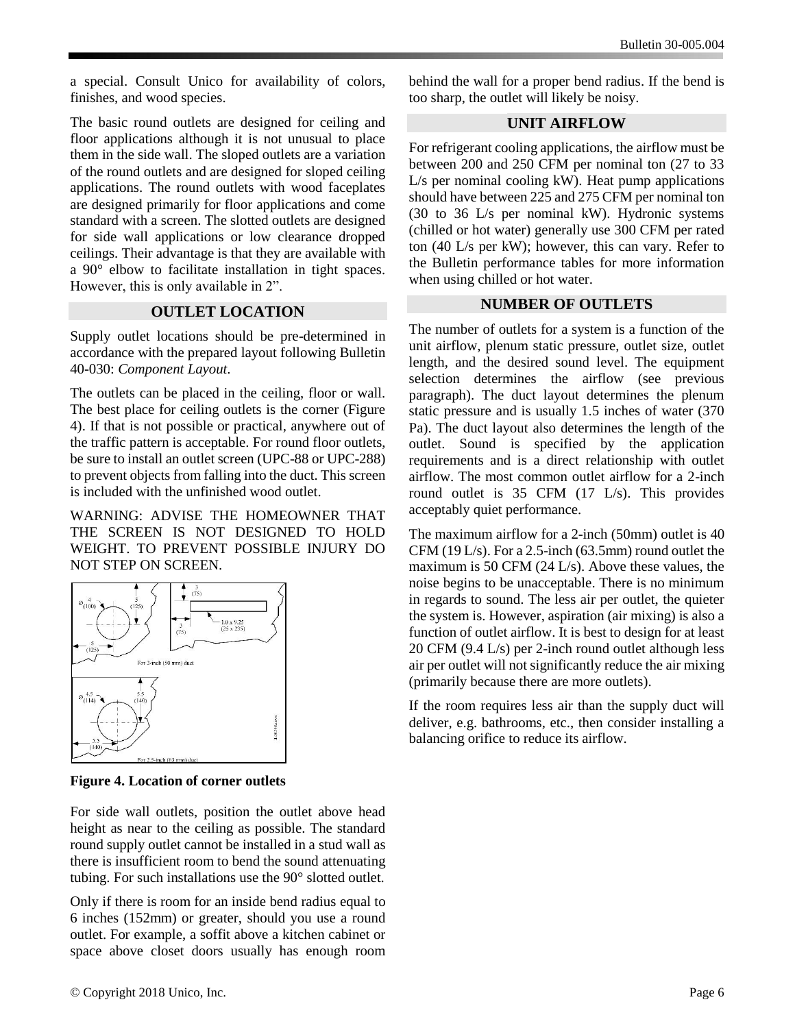a special. Consult Unico for availability of colors, finishes, and wood species.

The basic round outlets are designed for ceiling and floor applications although it is not unusual to place them in the side wall. The sloped outlets are a variation of the round outlets and are designed for sloped ceiling applications. The round outlets with wood faceplates are designed primarily for floor applications and come standard with a screen. The slotted outlets are designed for side wall applications or low clearance dropped ceilings. Their advantage is that they are available with a 90° elbow to facilitate installation in tight spaces. However, this is only available in 2".

## OUTLET LOCATION

Supply outlet locations should be pre-determined in accordance with the prepared layout following Bulletin 40-030: *Component Layout*.

The outlets can be placed in the ceiling, floor or wall. The best place for ceiling outlets is the corner (Figure 4). If that is not possible or practical, anywhere out of the traffic pattern is acceptable. For round floor outlets, be sure to install an outlet screen (UPC-88 or UPC-288) to prevent objects from falling into the duct. This screen is included with the unfinished wood outlet.

WARNING: ADVISE THE HOMEOWNER THAT THE SCREEN IS NOT DESIGNED TO HOLD WEIGHT. TO PREVENT POSSIBLE INJURY DO NOT STEP ON SCREEN.

**Figure 4. Location of corner outlets**

For side wall outlets, position the outlet above head height as near to the ceiling as possible. The standard round supply outlet cannot be installed in a stud wall as there is insufficient room to bend the sound attenuating tubing. For such installations use the 90° slotted outlet.

Only if there is room for an inside bend radius equal to 6 inches (152mm) or greater, should you use a round outlet. For example, a soffit above a kitchen cabinet or space above closet doors usually has enough room behind the wall for a proper bend radius. If the bend is too sharp, the outlet will likely be noisy.

## UNIT AIRFLOW

For refrigerant cooling applications, the airflow must be between 200 and 250 CFM per nominal ton (27 to 33 L/s per nominal cooling kW). Heat pump applications should have between 225 and 275 CFM per nominal ton (30 to 36 L/s per nominal kW). Hydronic systems (chilled or hot water) generally use 300 CFM per rated ton (40 L/s per kW); however, this can vary. Refer to the Bulletin performance tables for more information when using chilled or hot water.

## NUMBER OF OUTLETS

The number of outlets for a system is a function of the unit airflow, plenum static pressure, outlet size, outlet length, and the desired sound level. The equipment selection determines the airflow (see previous paragraph). The duct layout determines the plenum static pressure and is usually 1.5 inches of water (370 Pa). The duct layout also determines the length of the outlet. Sound is specified by the application requirements and is a direct relationship with outlet airflow. The most common outlet airflow for a 2-inch round outlet is 35 CFM (17 L/s). This provides acceptably quiet performance.

The maximum airflow for a 2-inch (50mm) outlet is 40 CFM (19 L/s). For a 2.5-inch (63.5mm) round outlet the maximum is 50 CFM (24 L/s). Above these values, the noise begins to be unacceptable. There is no minimum in regards to sound. The less air per outlet, the quieter the system is. However, aspiration (air mixing) is also a function of outlet airflow. It is best to design for at least 20 CFM (9.4 L/s) per 2-inch round outlet although less air per outlet will not significantly reduce the air mixing (primarily because there are more outlets).

If the room requires less air than the supply duct will deliver, e.g. bathrooms, etc., then consider installing a balancing orifice to reduce its airflow.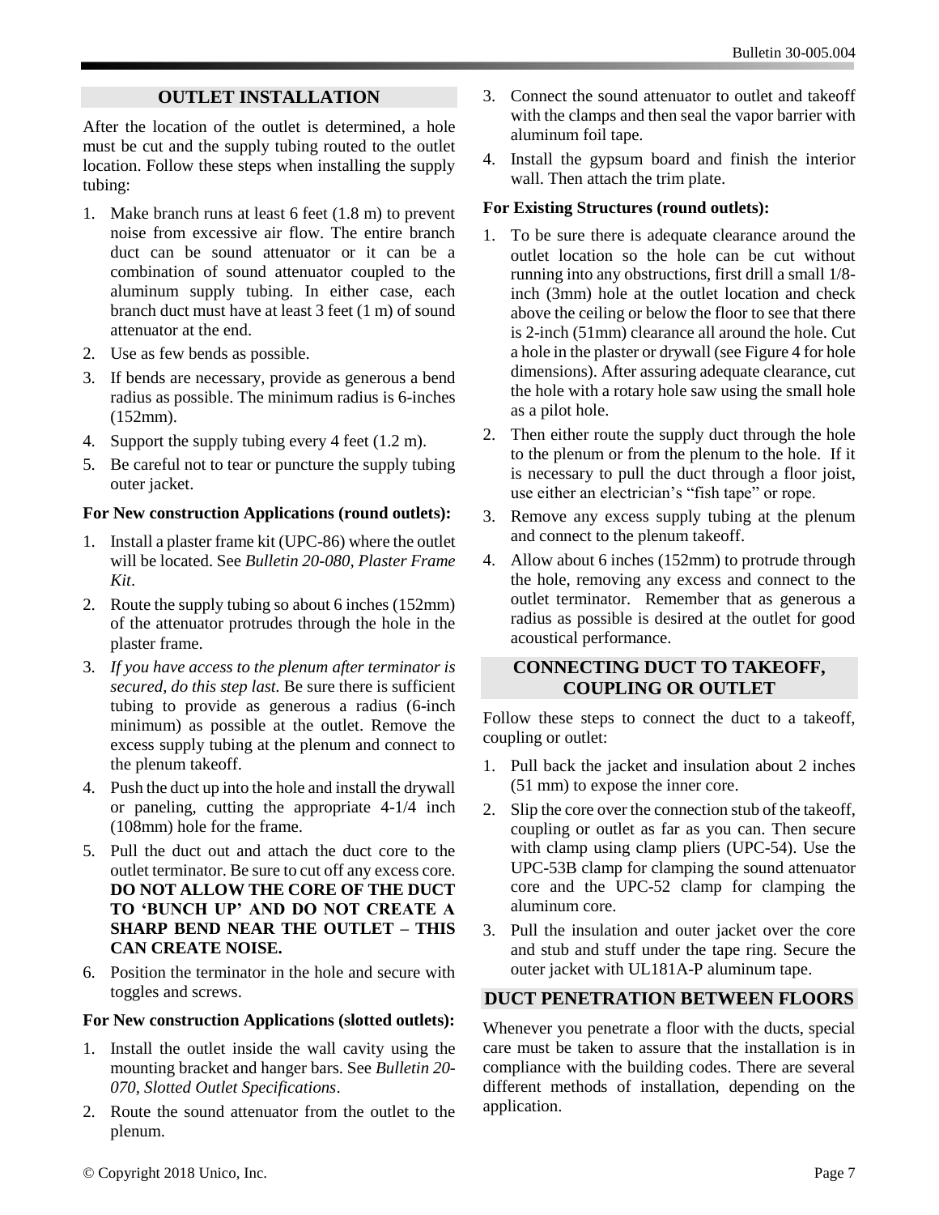## OUTLET INSTALLATION

After the location of the outlet is determined, a hole must be cut and the supply tubing routed to the outlet location. Follow these steps when installing the supply tubing:

1. Make branch runs at least 6 feet (1.8 m) to prevent noise from excessive air flow. The entire branch duct can be sound attenuator or it can be a combination of sound attenuator coupled to the aluminum supply tubing. In either case, each branch duct must have at least 3 feet (1 m) of sound attenuator at the end.
2. Use as few bends as possible.
3. If bends are necessary, provide as generous a bend radius as possible. The minimum radius is 6-inches (152mm).
4. Support the supply tubing every 4 feet (1.2 m).
5. Be careful not to tear or puncture the supply tubing outer jacket.

**For New construction Applications (round outlets):**

1. Install a plaster frame kit (UPC-86) where the outlet will be located. See *Bulletin 20-080, Plaster Frame Kit*.
2. Route the supply tubing so about 6 inches (152mm) of the attenuator protrudes through the hole in the plaster frame.
3. *If you have access to the plenum after terminator is secured, do this step last.* Be sure there is sufficient tubing to provide as generous a radius (6-inch minimum) as possible at the outlet. Remove the excess supply tubing at the plenum and connect to the plenum takeoff.
4. Push the duct up into the hole and install the drywall or paneling, cutting the appropriate 4-1/4 inch (108mm) hole for the frame.
5. Pull the duct out and attach the duct core to the outlet terminator. Be sure to cut off any excess core. **DO NOT ALLOW THE CORE OF THE DUCT TO 'BUNCH UP' AND DO NOT CREATE A SHARP BEND NEAR THE OUTLET – THIS CAN CREATE NOISE.**
6. Position the terminator in the hole and secure with toggles and screws.

**For New construction Applications (slotted outlets):**

1. Install the outlet inside the wall cavity using the mounting bracket and hanger bars. See *Bulletin 20-070, Slotted Outlet Specifications*.
2. Route the sound attenuator from the outlet to the plenum.
3. Connect the sound attenuator to outlet and takeoff with the clamps and then seal the vapor barrier with aluminum foil tape.
4. Install the gypsum board and finish the interior wall. Then attach the trim plate.

**For Existing Structures (round outlets):**

1. To be sure there is adequate clearance around the outlet location so the hole can be cut without running into any obstructions, first drill a small 1/8-inch (3mm) hole at the outlet location and check above the ceiling or below the floor to see that there is 2-inch (51mm) clearance all around the hole. Cut a hole in the plaster or drywall (see Figure 4 for hole dimensions). After assuring adequate clearance, cut the hole with a rotary hole saw using the small hole as a pilot hole.
2. Then either route the supply duct through the hole to the plenum or from the plenum to the hole. If it is necessary to pull the duct through a floor joist, use either an electrician's "fish tape" or rope.
3. Remove any excess supply tubing at the plenum and connect to the plenum takeoff.
4. Allow about 6 inches (152mm) to protrude through the hole, removing any excess and connect to the outlet terminator. Remember that as generous a radius as possible is desired at the outlet for good acoustical performance.

## CONNECTING DUCT TO TAKEOFF, COUPLING OR OUTLET

Follow these steps to connect the duct to a takeoff, coupling or outlet:

1. Pull back the jacket and insulation about 2 inches (51 mm) to expose the inner core.
2. Slip the core over the connection stub of the takeoff, coupling or outlet as far as you can. Then secure with clamp using clamp pliers (UPC-54). Use the UPC-53B clamp for clamping the sound attenuator core and the UPC-52 clamp for clamping the aluminum core.
3. Pull the insulation and outer jacket over the core and stub and stuff under the tape ring. Secure the outer jacket with UL181A-P aluminum tape.

## DUCT PENETRATION BETWEEN FLOORS

Whenever you penetrate a floor with the ducts, special care must be taken to assure that the installation is in compliance with the building codes. There are several different methods of installation, depending on the application.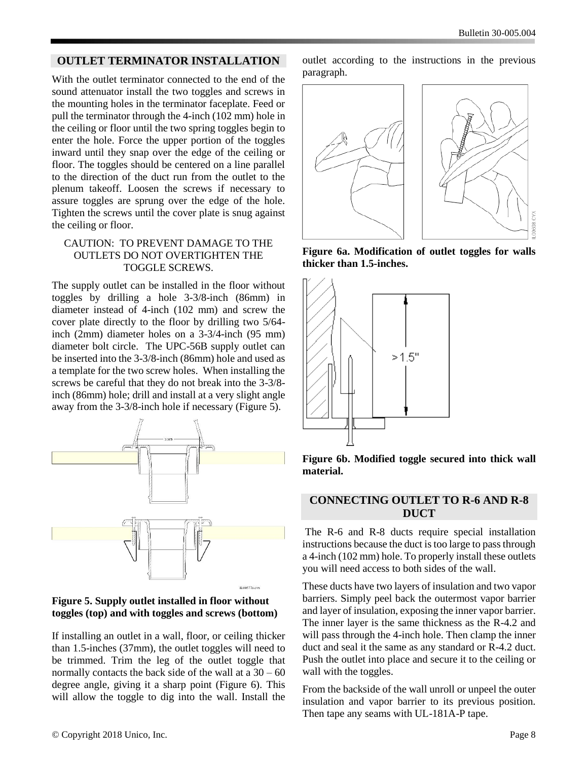## OUTLET TERMINATOR INSTALLATION

With the outlet terminator connected to the end of the sound attenuator install the two toggles and screws in the mounting holes in the terminator faceplate. Feed or pull the terminator through the 4-inch (102 mm) hole in the ceiling or floor until the two spring toggles begin to enter the hole. Force the upper portion of the toggles inward until they snap over the edge of the ceiling or floor. The toggles should be centered on a line parallel to the direction of the duct run from the outlet to the plenum takeoff. Loosen the screws if necessary to assure toggles are sprung over the edge of the hole. Tighten the screws until the cover plate is snug against the ceiling or floor.

CAUTION: TO PREVENT DAMAGE TO THE OUTLETS DO NOT OVERTIGHTEN THE TOGGLE SCREWS.

The supply outlet can be installed in the floor without toggles by drilling a hole 3-3/8-inch (86mm) in diameter instead of 4-inch (102 mm) and screw the cover plate directly to the floor by drilling two 5/64-inch (2mm) diameter holes on a 3-3/4-inch (95 mm) diameter bolt circle. The UPC-56B supply outlet can be inserted into the 3-3/8-inch (86mm) hole and used as a template for the two screw holes. When installing the screws be careful that they do not break into the 3-3/8-inch (86mm) hole; drill and install at a very slight angle away from the 3-3/8-inch hole if necessary (Figure 5).

**Figure 5. Supply outlet installed in floor without toggles (top) and with toggles and screws (bottom)**

If installing an outlet in a wall, floor, or ceiling thicker than 1.5-inches (37mm), the outlet toggles will need to be trimmed. Trim the leg of the outlet toggle that normally contacts the back side of the wall at a 30 – 60 degree angle, giving it a sharp point (Figure 6). This will allow the toggle to dig into the wall. Install the outlet according to the instructions in the previous paragraph.

**Figure 6a. Modification of outlet toggles for walls thicker than 1.5-inches.**

**Figure 6b. Modified toggle secured into thick wall material.**

## CONNECTING OUTLET TO R-6 AND R-8 DUCT

The R-6 and R-8 ducts require special installation instructions because the duct is too large to pass through a 4-inch (102 mm) hole. To properly install these outlets you will need access to both sides of the wall.

These ducts have two layers of insulation and two vapor barriers. Simply peel back the outermost vapor barrier and layer of insulation, exposing the inner vapor barrier. The inner layer is the same thickness as the R-4.2 and will pass through the 4-inch hole. Then clamp the inner duct and seal it the same as any standard or R-4.2 duct. Push the outlet into place and secure it to the ceiling or wall with the toggles.

From the backside of the wall unroll or unpeel the outer insulation and vapor barrier to its previous position. Then tape any seams with UL-181A-P tape.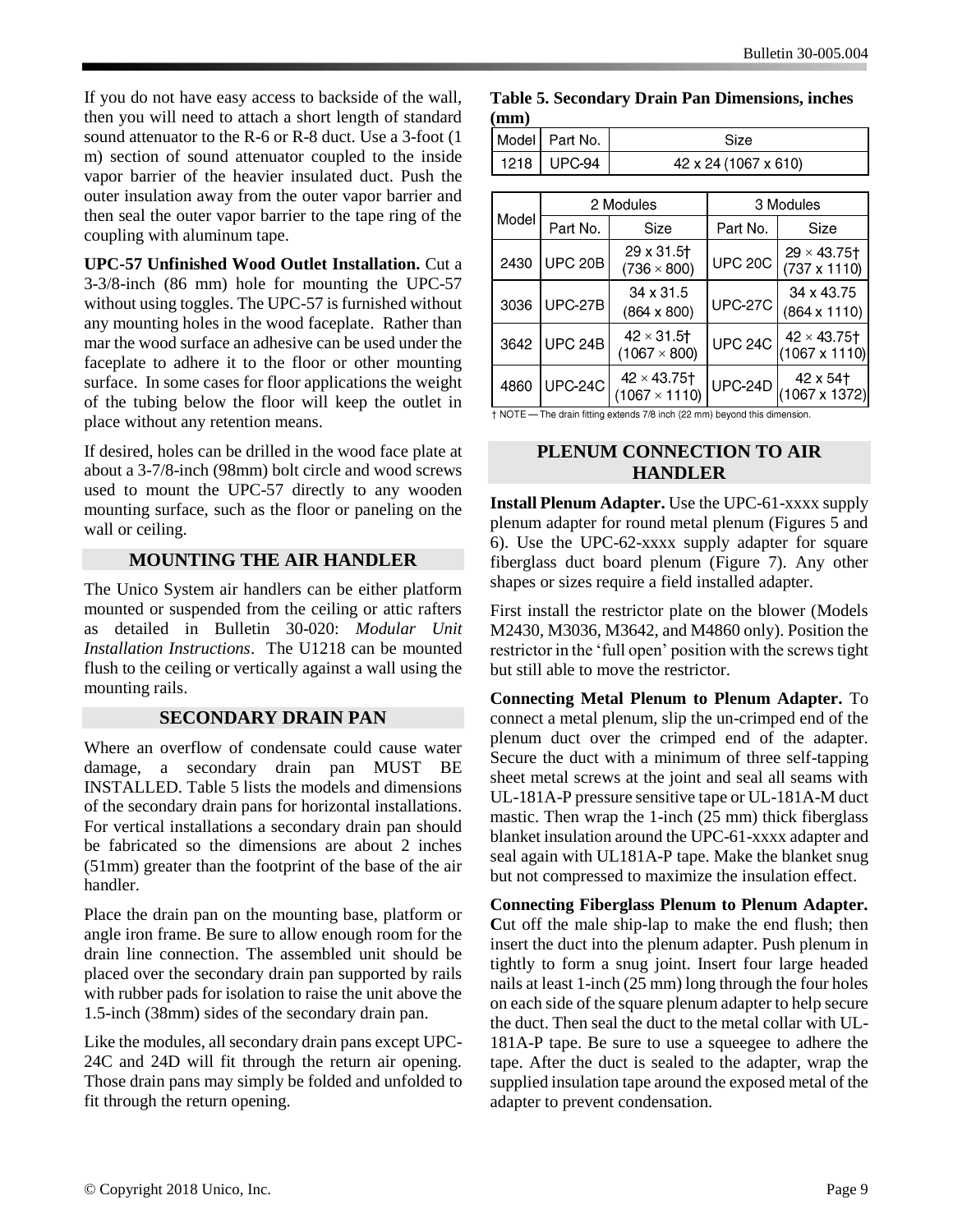If you do not have easy access to backside of the wall, then you will need to attach a short length of standard sound attenuator to the R-6 or R-8 duct. Use a 3-foot (1 m) section of sound attenuator coupled to the inside vapor barrier of the heavier insulated duct. Push the outer insulation away from the outer vapor barrier and then seal the outer vapor barrier to the tape ring of the coupling with aluminum tape.

**UPC-57 Unfinished Wood Outlet Installation.** Cut a 3-3/8-inch (86 mm) hole for mounting the UPC-57 without using toggles. The UPC-57 is furnished without any mounting holes in the wood faceplate. Rather than mar the wood surface an adhesive can be used under the faceplate to adhere it to the floor or other mounting surface. In some cases for floor applications the weight of the tubing below the floor will keep the outlet in place without any retention means.

If desired, holes can be drilled in the wood face plate at about a 3-7/8-inch (98mm) bolt circle and wood screws used to mount the UPC-57 directly to any wooden mounting surface, such as the floor or paneling on the wall or ceiling.

## MOUNTING THE AIR HANDLER

The Unico System air handlers can be either platform mounted or suspended from the ceiling or attic rafters as detailed in Bulletin 30-020: *Modular Unit Installation Instructions*. The U1218 can be mounted flush to the ceiling or vertically against a wall using the mounting rails.

## SECONDARY DRAIN PAN

Where an overflow of condensate could cause water damage, a secondary drain pan MUST BE INSTALLED. Table 5 lists the models and dimensions of the secondary drain pans for horizontal installations. For vertical installations a secondary drain pan should be fabricated so the dimensions are about 2 inches (51mm) greater than the footprint of the base of the air handler.

Place the drain pan on the mounting base, platform or angle iron frame. Be sure to allow enough room for the drain line connection. The assembled unit should be placed over the secondary drain pan supported by rails with rubber pads for isolation to raise the unit above the 1.5-inch (38mm) sides of the secondary drain pan.

Like the modules, all secondary drain pans except UPC-24C and 24D will fit through the return air opening. Those drain pans may simply be folded and unfolded to fit through the return opening.

**Table 5. Secondary Drain Pan Dimensions, inches (mm)**

| Model | Part No. | Size |
|---|---|---|
| 1218 | UPC-94 | 42 x 24 (1067 x 610) |

| Model | 2 Modules | | 3 Modules | |
|---|---|---|---|---|
| | Part No. | Size | Part No. | Size |
| 2430 | UPC 20B | 29 x 31.5† (736 × 800) | UPC 20C | 29 × 43.75† (737 x 1110) |
| 3036 | UPC-27B | 34 x 31.5 (864 x 800) | UPC-27C | 34 x 43.75 (864 x 1110) |
| 3642 | UPC 24B | 42 × 31.5† (1067 × 800) | UPC 24C | 42 × 43.75† (1067 x 1110) |
| 4860 | UPC-24C | 42 × 43.75† (1067 × 1110) | UPC-24D | 42 x 54† (1067 x 1372) |

† NOTE — The drain fitting extends 7/8 inch (22 mm) beyond this dimension.

## PLENUM CONNECTION TO AIR HANDLER

**Install Plenum Adapter.** Use the UPC-61-xxxx supply plenum adapter for round metal plenum (Figures 5 and 6). Use the UPC-62-xxxx supply adapter for square fiberglass duct board plenum (Figure 7). Any other shapes or sizes require a field installed adapter.

First install the restrictor plate on the blower (Models M2430, M3036, M3642, and M4860 only). Position the restrictor in the 'full open' position with the screws tight but still able to move the restrictor.

**Connecting Metal Plenum to Plenum Adapter.** To connect a metal plenum, slip the un-crimped end of the plenum duct over the crimped end of the adapter. Secure the duct with a minimum of three self-tapping sheet metal screws at the joint and seal all seams with UL-181A-P pressure sensitive tape or UL-181A-M duct mastic. Then wrap the 1-inch (25 mm) thick fiberglass blanket insulation around the UPC-61-xxxx adapter and seal again with UL181A-P tape. Make the blanket snug but not compressed to maximize the insulation effect.

**Connecting Fiberglass Plenum to Plenum Adapter. C**ut off the male ship-lap to make the end flush; then insert the duct into the plenum adapter. Push plenum in tightly to form a snug joint. Insert four large headed nails at least 1-inch (25 mm) long through the four holes on each side of the square plenum adapter to help secure the duct. Then seal the duct to the metal collar with UL-181A-P tape. Be sure to use a squeegee to adhere the tape. After the duct is sealed to the adapter, wrap the supplied insulation tape around the exposed metal of the adapter to prevent condensation.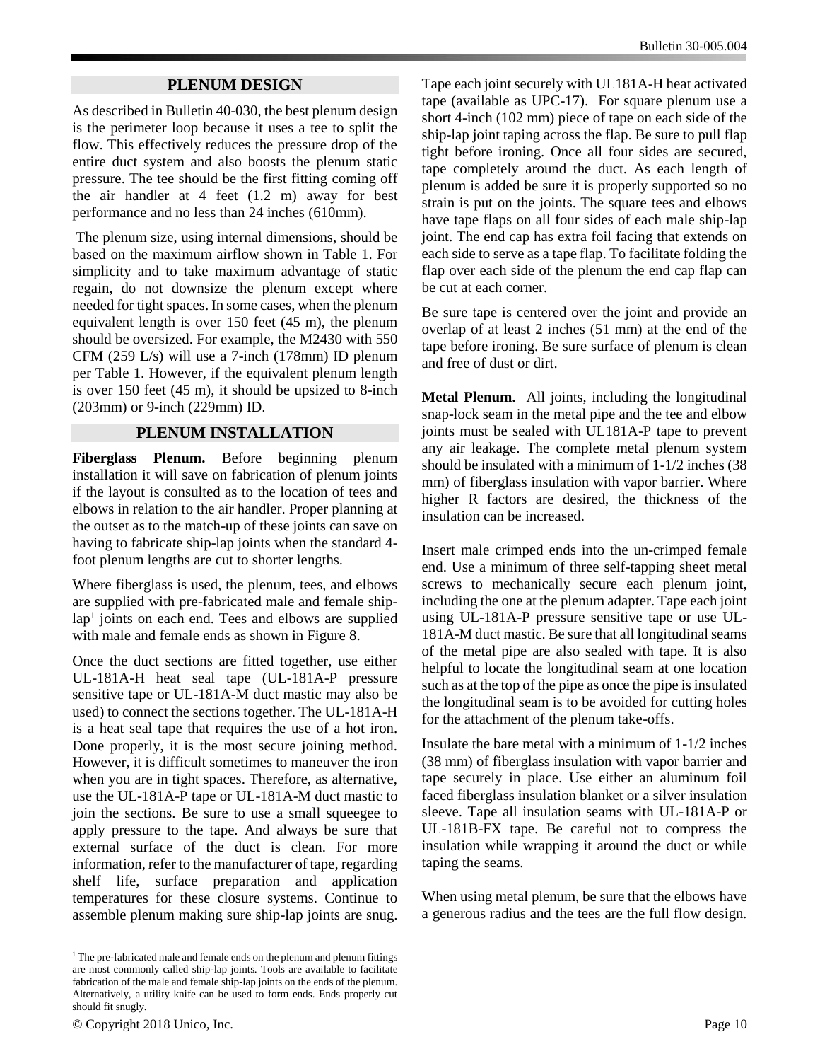## PLENUM DESIGN

As described in Bulletin 40-030, the best plenum design is the perimeter loop because it uses a tee to split the flow. This effectively reduces the pressure drop of the entire duct system and also boosts the plenum static pressure. The tee should be the first fitting coming off the air handler at 4 feet (1.2 m) away for best performance and no less than 24 inches (610mm).

The plenum size, using internal dimensions, should be based on the maximum airflow shown in Table 1. For simplicity and to take maximum advantage of static regain, do not downsize the plenum except where needed for tight spaces. In some cases, when the plenum equivalent length is over 150 feet (45 m), the plenum should be oversized. For example, the M2430 with 550 CFM (259 L/s) will use a 7-inch (178mm) ID plenum per Table 1. However, if the equivalent plenum length is over 150 feet (45 m), it should be upsized to 8-inch (203mm) or 9-inch (229mm) ID.

## PLENUM INSTALLATION

**Fiberglass Plenum.** Before beginning plenum installation it will save on fabrication of plenum joints if the layout is consulted as to the location of tees and elbows in relation to the air handler. Proper planning at the outset as to the match-up of these joints can save on having to fabricate ship-lap joints when the standard 4-foot plenum lengths are cut to shorter lengths.

Where fiberglass is used, the plenum, tees, and elbows are supplied with pre-fabricated male and female ship-lap[1] joints on each end. Tees and elbows are supplied with male and female ends as shown in Figure 8.

Once the duct sections are fitted together, use either UL-181A-H heat seal tape (UL-181A-P pressure sensitive tape or UL-181A-M duct mastic may also be used) to connect the sections together. The UL-181A-H is a heat seal tape that requires the use of a hot iron. Done properly, it is the most secure joining method. However, it is difficult sometimes to maneuver the iron when you are in tight spaces. Therefore, as alternative, use the UL-181A-P tape or UL-181A-M duct mastic to join the sections. Be sure to use a small squeegee to apply pressure to the tape. And always be sure that external surface of the duct is clean. For more information, refer to the manufacturer of tape, regarding shelf life, surface preparation and application temperatures for these closure systems. Continue to assemble plenum making sure ship-lap joints are snug. Tape each joint securely with UL181A-H heat activated tape (available as UPC-17). For square plenum use a short 4-inch (102 mm) piece of tape on each side of the ship-lap joint taping across the flap. Be sure to pull flap tight before ironing. Once all four sides are secured, tape completely around the duct. As each length of plenum is added be sure it is properly supported so no strain is put on the joints. The square tees and elbows have tape flaps on all four sides of each male ship-lap joint. The end cap has extra foil facing that extends on each side to serve as a tape flap. To facilitate folding the flap over each side of the plenum the end cap flap can be cut at each corner.

Be sure tape is centered over the joint and provide an overlap of at least 2 inches (51 mm) at the end of the tape before ironing. Be sure surface of plenum is clean and free of dust or dirt.

**Metal Plenum.** All joints, including the longitudinal snap-lock seam in the metal pipe and the tee and elbow joints must be sealed with UL181A-P tape to prevent any air leakage. The complete metal plenum system should be insulated with a minimum of 1-1/2 inches (38 mm) of fiberglass insulation with vapor barrier. Where higher R factors are desired, the thickness of the insulation can be increased.

Insert male crimped ends into the un-crimped female end. Use a minimum of three self-tapping sheet metal screws to mechanically secure each plenum joint, including the one at the plenum adapter. Tape each joint using UL-181A-P pressure sensitive tape or use UL-181A-M duct mastic. Be sure that all longitudinal seams of the metal pipe are also sealed with tape. It is also helpful to locate the longitudinal seam at one location such as at the top of the pipe as once the pipe is insulated the longitudinal seam is to be avoided for cutting holes for the attachment of the plenum take-offs.

Insulate the bare metal with a minimum of 1-1/2 inches (38 mm) of fiberglass insulation with vapor barrier and tape securely in place. Use either an aluminum foil faced fiberglass insulation blanket or a silver insulation sleeve. Tape all insulation seams with UL-181A-P or UL-181B-FX tape. Be careful not to compress the insulation while wrapping it around the duct or while taping the seams.

When using metal plenum, be sure that the elbows have a generous radius and the tees are the full flow design.

---

[1] The pre-fabricated male and female ends on the plenum and plenum fittings are most commonly called ship-lap joints. Tools are available to facilitate fabrication of the male and female ship-lap joints on the ends of the plenum. Alternatively, a utility knife can be used to form ends. Ends properly cut should fit snugly.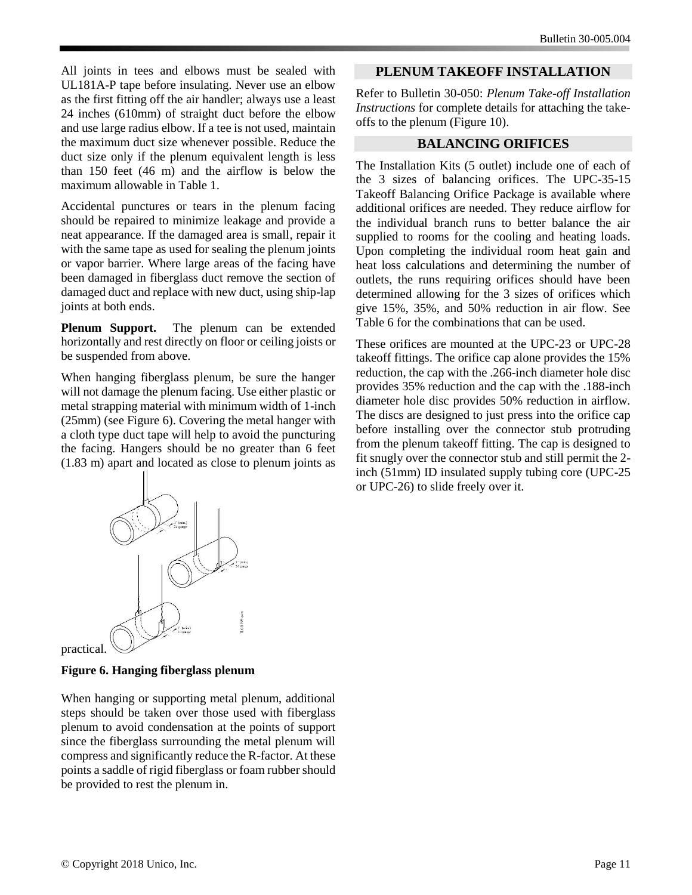All joints in tees and elbows must be sealed with UL181A-P tape before insulating. Never use an elbow as the first fitting off the air handler; always use a least 24 inches (610mm) of straight duct before the elbow and use large radius elbow. If a tee is not used, maintain the maximum duct size whenever possible. Reduce the duct size only if the plenum equivalent length is less than 150 feet (46 m) and the airflow is below the maximum allowable in Table 1.

Accidental punctures or tears in the plenum facing should be repaired to minimize leakage and provide a neat appearance. If the damaged area is small, repair it with the same tape as used for sealing the plenum joints or vapor barrier. Where large areas of the facing have been damaged in fiberglass duct remove the section of damaged duct and replace with new duct, using ship-lap joints at both ends.

**Plenum Support.** The plenum can be extended horizontally and rest directly on floor or ceiling joists or be suspended from above.

When hanging fiberglass plenum, be sure the hanger will not damage the plenum facing. Use either plastic or metal strapping material with minimum width of 1-inch (25mm) (see Figure 6). Covering the metal hanger with a cloth type duct tape will help to avoid the puncturing the facing. Hangers should be no greater than 6 feet (1.83 m) apart and located as close to plenum joints as practical.

**Figure 6. Hanging fiberglass plenum**

When hanging or supporting metal plenum, additional steps should be taken over those used with fiberglass plenum to avoid condensation at the points of support since the fiberglass surrounding the metal plenum will compress and significantly reduce the R-factor. At these points a saddle of rigid fiberglass or foam rubber should be provided to rest the plenum in.

## PLENUM TAKEOFF INSTALLATION

Refer to Bulletin 30-050: *Plenum Take-off Installation Instructions* for complete details for attaching the take-offs to the plenum (Figure 10).

## BALANCING ORIFICES

The Installation Kits (5 outlet) include one of each of the 3 sizes of balancing orifices. The UPC-35-15 Takeoff Balancing Orifice Package is available where additional orifices are needed. They reduce airflow for the individual branch runs to better balance the air supplied to rooms for the cooling and heating loads. Upon completing the individual room heat gain and heat loss calculations and determining the number of outlets, the runs requiring orifices should have been determined allowing for the 3 sizes of orifices which give 15%, 35%, and 50% reduction in air flow. See Table 6 for the combinations that can be used.

These orifices are mounted at the UPC-23 or UPC-28 takeoff fittings. The orifice cap alone provides the 15% reduction, the cap with the .266-inch diameter hole disc provides 35% reduction and the cap with the .188-inch diameter hole disc provides 50% reduction in airflow. The discs are designed to just press into the orifice cap before installing over the connector stub protruding from the plenum takeoff fitting. The cap is designed to fit snugly over the connector stub and still permit the 2-inch (51mm) ID insulated supply tubing core (UPC-25 or UPC-26) to slide freely over it.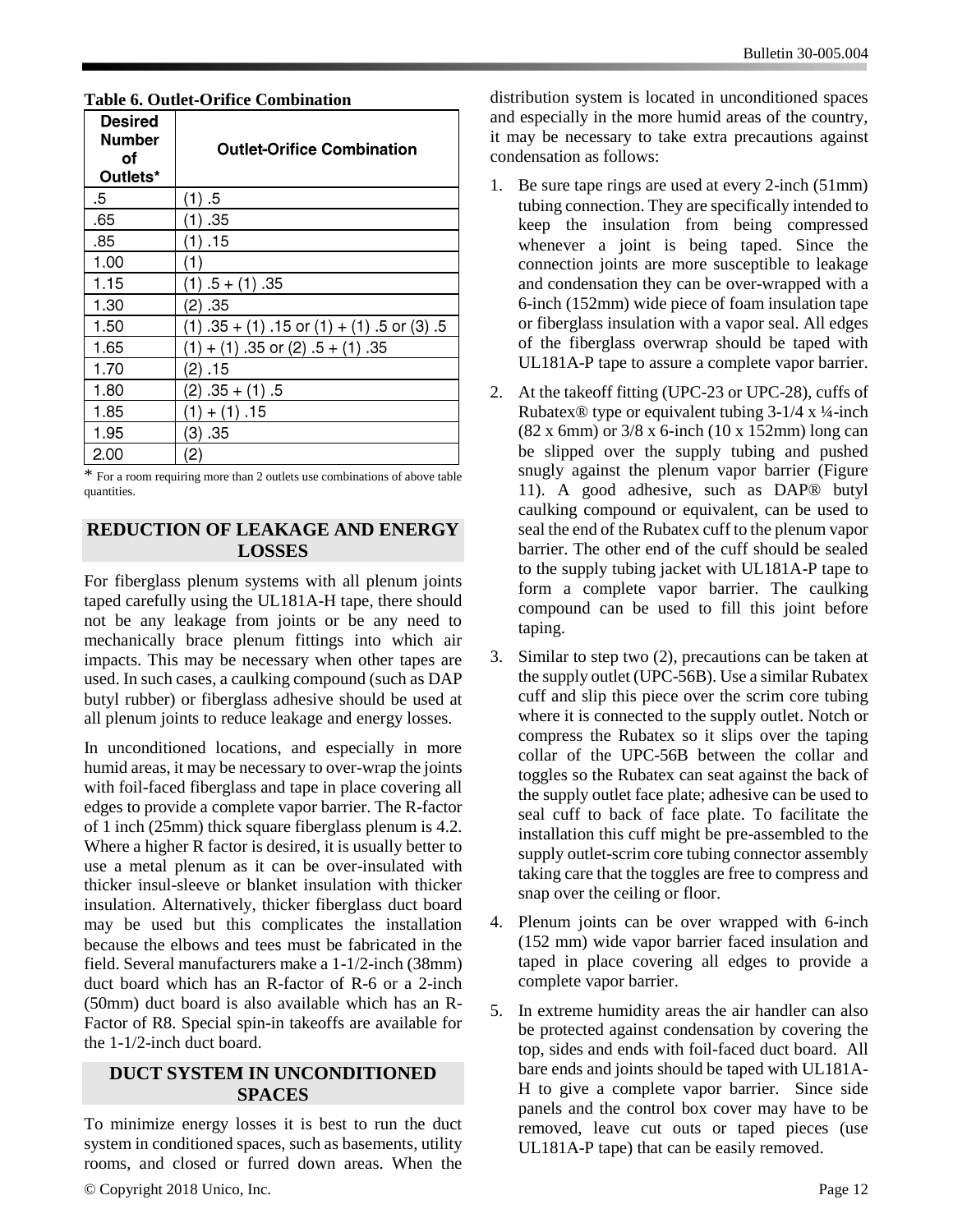**Table 6. Outlet-Orifice Combination**

| Desired Number of Outlets* | Outlet-Orifice Combination |
|---|---|
| .5 | (1) .5 |
| .65 | (1) .35 |
| .85 | (1) .15 |
| 1.00 | (1) |
| 1.15 | (1) .5 + (1) .35 |
| 1.30 | (2) .35 |
| 1.50 | (1) .35 + (1) .15 or (1) + (1) .5 or (3) .5 |
| 1.65 | (1) + (1) .35 or (2) .5 + (1) .35 |
| 1.70 | (2) .15 |
| 1.80 | (2) .35 + (1) .5 |
| 1.85 | (1) + (1) .15 |
| 1.95 | (3) .35 |
| 2.00 | (2) |

\* For a room requiring more than 2 outlets use combinations of above table quantities.

## REDUCTION OF LEAKAGE AND ENERGY LOSSES

For fiberglass plenum systems with all plenum joints taped carefully using the UL181A-H tape, there should not be any leakage from joints or be any need to mechanically brace plenum fittings into which air impacts. This may be necessary when other tapes are used. In such cases, a caulking compound (such as DAP butyl rubber) or fiberglass adhesive should be used at all plenum joints to reduce leakage and energy losses.

In unconditioned locations, and especially in more humid areas, it may be necessary to over-wrap the joints with foil-faced fiberglass and tape in place covering all edges to provide a complete vapor barrier. The R-factor of 1 inch (25mm) thick square fiberglass plenum is 4.2. Where a higher R factor is desired, it is usually better to use a metal plenum as it can be over-insulated with thicker insul-sleeve or blanket insulation with thicker insulation. Alternatively, thicker fiberglass duct board may be used but this complicates the installation because the elbows and tees must be fabricated in the field. Several manufacturers make a 1-1/2-inch (38mm) duct board which has an R-factor of R-6 or a 2-inch (50mm) duct board is also available which has an R-Factor of R8. Special spin-in takeoffs are available for the 1-1/2-inch duct board.

## DUCT SYSTEM IN UNCONDITIONED SPACES

To minimize energy losses it is best to run the duct system in conditioned spaces, such as basements, utility rooms, and closed or furred down areas. When the distribution system is located in unconditioned spaces and especially in the more humid areas of the country, it may be necessary to take extra precautions against condensation as follows:

1. Be sure tape rings are used at every 2-inch (51mm) tubing connection. They are specifically intended to keep the insulation from being compressed whenever a joint is being taped. Since the connection joints are more susceptible to leakage and condensation they can be over-wrapped with a 6-inch (152mm) wide piece of foam insulation tape or fiberglass insulation with a vapor seal. All edges of the fiberglass overwrap should be taped with UL181A-P tape to assure a complete vapor barrier.

2. At the takeoff fitting (UPC-23 or UPC-28), cuffs of Rubatex® type or equivalent tubing 3-1/4 x ¼-inch (82 x 6mm) or 3/8 x 6-inch (10 x 152mm) long can be slipped over the supply tubing and pushed snugly against the plenum vapor barrier (Figure 11). A good adhesive, such as DAP® butyl caulking compound or equivalent, can be used to seal the end of the Rubatex cuff to the plenum vapor barrier. The other end of the cuff should be sealed to the supply tubing jacket with UL181A-P tape to form a complete vapor barrier. The caulking compound can be used to fill this joint before taping.

3. Similar to step two (2), precautions can be taken at the supply outlet (UPC-56B). Use a similar Rubatex cuff and slip this piece over the scrim core tubing where it is connected to the supply outlet. Notch or compress the Rubatex so it slips over the taping collar of the UPC-56B between the collar and toggles so the Rubatex can seat against the back of the supply outlet face plate; adhesive can be used to seal cuff to back of face plate. To facilitate the installation this cuff might be pre-assembled to the supply outlet-scrim core tubing connector assembly taking care that the toggles are free to compress and snap over the ceiling or floor.

4. Plenum joints can be over wrapped with 6-inch (152 mm) wide vapor barrier faced insulation and taped in place covering all edges to provide a complete vapor barrier.

5. In extreme humidity areas the air handler can also be protected against condensation by covering the top, sides and ends with foil-faced duct board. All bare ends and joints should be taped with UL181A-H to give a complete vapor barrier. Since side panels and the control box cover may have to be removed, leave cut outs or taped pieces (use UL181A-P tape) that can be easily removed.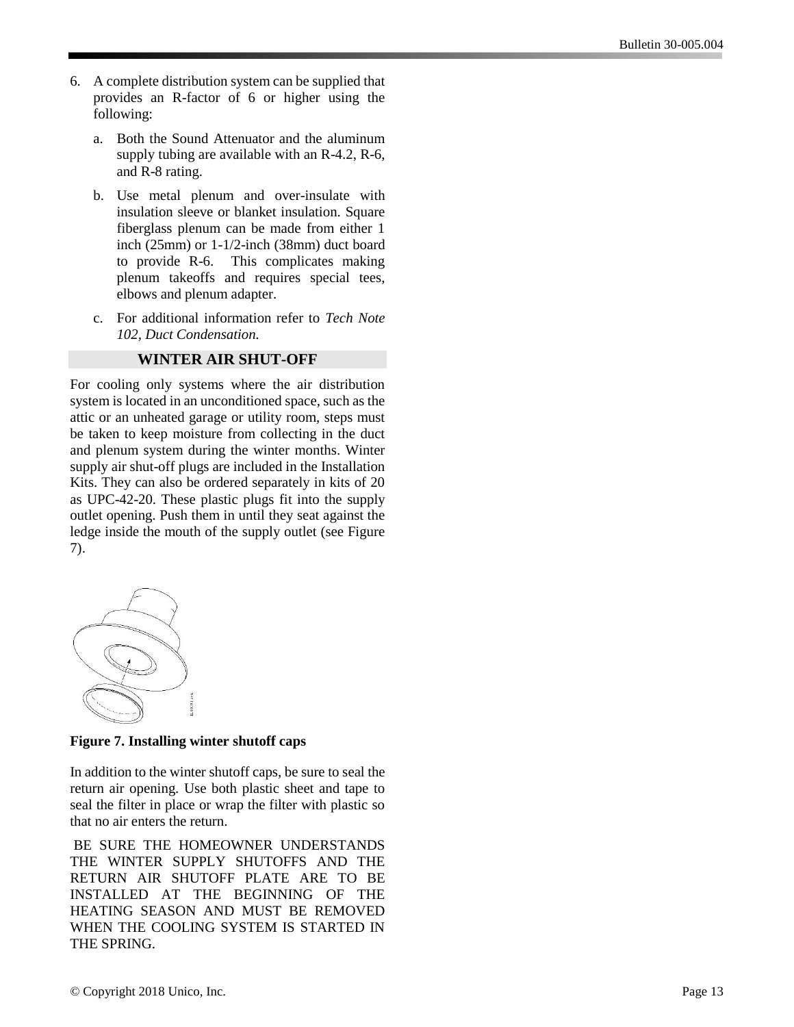6. A complete distribution system can be supplied that provides an R-factor of 6 or higher using the following:

   a. Both the Sound Attenuator and the aluminum supply tubing are available with an R-4.2, R-6, and R-8 rating.

   b. Use metal plenum and over-insulate with insulation sleeve or blanket insulation. Square fiberglass plenum can be made from either 1 inch (25mm) or 1-1/2-inch (38mm) duct board to provide R-6. This complicates making plenum takeoffs and requires special tees, elbows and plenum adapter.

   c. For additional information refer to *Tech Note 102, Duct Condensation.*

## WINTER AIR SHUT-OFF

For cooling only systems where the air distribution system is located in an unconditioned space, such as the attic or an unheated garage or utility room, steps must be taken to keep moisture from collecting in the duct and plenum system during the winter months. Winter supply air shut-off plugs are included in the Installation Kits. They can also be ordered separately in kits of 20 as UPC-42-20. These plastic plugs fit into the supply outlet opening. Push them in until they seat against the ledge inside the mouth of the supply outlet (see Figure 7).

**Figure 7. Installing winter shutoff caps**

In addition to the winter shutoff caps, be sure to seal the return air opening. Use both plastic sheet and tape to seal the filter in place or wrap the filter with plastic so that no air enters the return.

BE SURE THE HOMEOWNER UNDERSTANDS THE WINTER SUPPLY SHUTOFFS AND THE RETURN AIR SHUTOFF PLATE ARE TO BE INSTALLED AT THE BEGINNING OF THE HEATING SEASON AND MUST BE REMOVED WHEN THE COOLING SYSTEM IS STARTED IN THE SPRING.